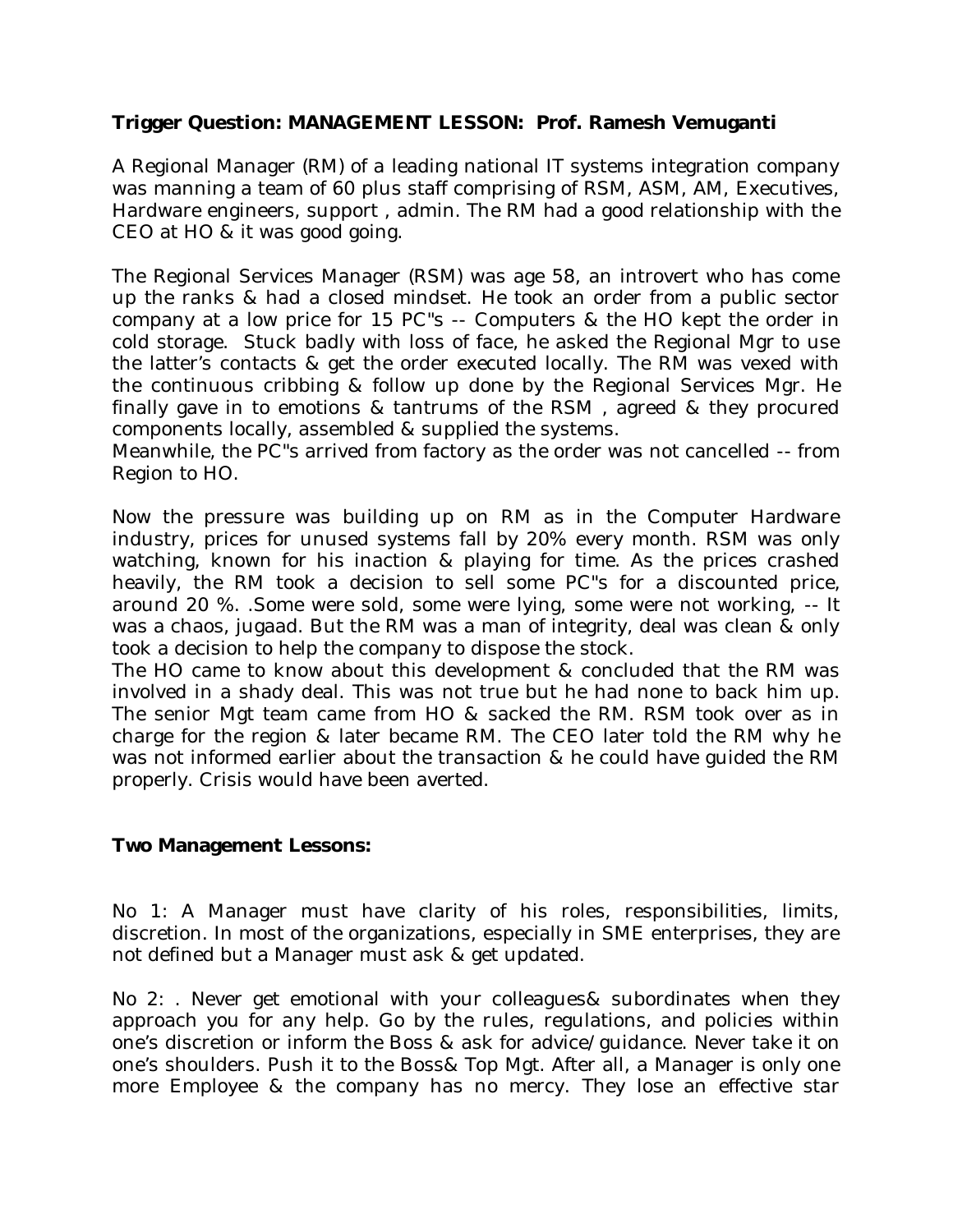**Trigger Question: MANAGEMENT LESSON: Prof. Ramesh Vemuganti**

A Regional Manager (RM) of a leading national IT systems integration company was manning a team of 60 plus staff comprising of RSM, ASM, AM, Executives, Hardware engineers, support , admin. The RM had a good relationship with the CEO at HO & it was good going.

The Regional Services Manager (RSM) was age 58, an introvert who has come up the ranks & had a closed mindset. He took an order from a public sector company at a low price for 15 PC"s -- Computers & the HO kept the order in cold storage. Stuck badly with loss of face, he asked the Regional Mgr to use the latter's contacts & get the order executed locally. The RM was vexed with the continuous cribbing & follow up done by the Regional Services Mgr. He finally gave in to emotions & tantrums of the RSM , agreed & they procured components locally, assembled & supplied the systems.
Meanwhile, the PC"s arrived from factory as the order was not cancelled -- from Region to HO.

Now the pressure was building up on RM as in the Computer Hardware industry, prices for unused systems fall by 20% every month. RSM was only watching, known for his inaction & playing for time. As the prices crashed heavily, the RM took a decision to sell some PC"s for a discounted price, around 20 %. .Some were sold, some were lying, some were not working, -- It was a chaos, jugaad. But the RM was a man of integrity, deal was clean & only took a decision to help the company to dispose the stock.
The HO came to know about this development & concluded that the RM was involved in a shady deal. This was not true but he had none to back him up. The senior Mgt team came from HO & sacked the RM. RSM took over as in charge for the region & later became RM. The CEO later told the RM why he was not informed earlier about the transaction & he could have guided the RM properly. Crisis would have been averted.

**Two Management Lessons:**

No 1: A Manager must have clarity of his roles, responsibilities, limits, discretion. In most of the organizations, especially in SME enterprises, they are not defined but a Manager must ask & get updated.

No 2: . Never get emotional with your colleagues& subordinates when they approach you for any help. Go by the rules, regulations, and policies within one's discretion or inform the Boss & ask for advice/guidance. Never take it on one's shoulders. Push it to the Boss& Top Mgt. After all, a Manager is only one more Employee & the company has no mercy. They lose an effective star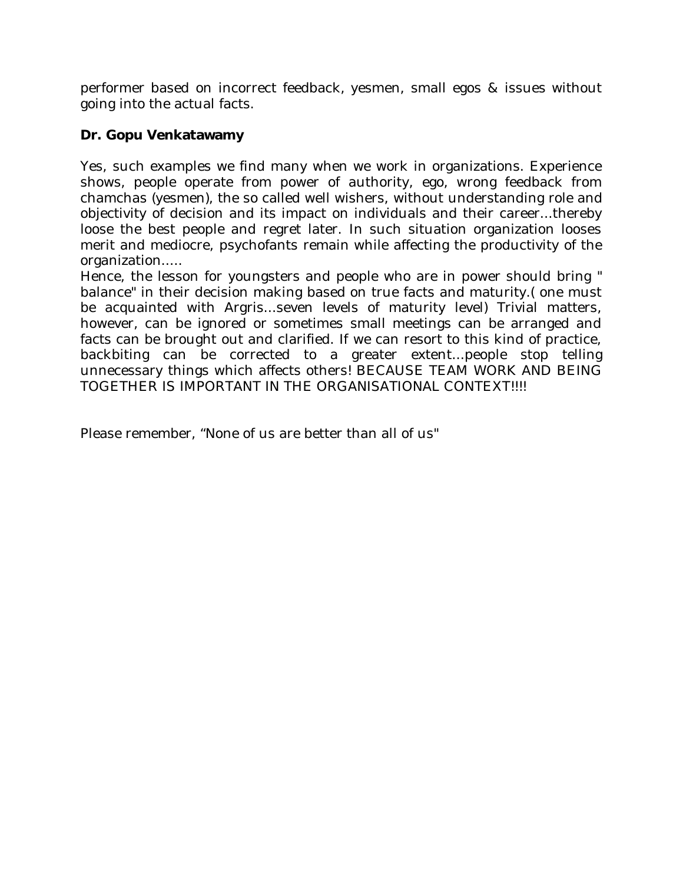performer based on incorrect feedback, yesmen, small egos & issues without going into the actual facts.

**Dr. Gopu Venkatawamy**

Yes, such examples we find many when we work in organizations. Experience shows, people operate from power of authority, ego, wrong feedback from chamchas (yesmen), the so called well wishers, without understanding role and objectivity of decision and its impact on individuals and their career...thereby loose the best people and regret later. In such situation organization looses merit and mediocre, psychofants remain while affecting the productivity of the organization.....

Hence, the lesson for youngsters and people who are in power should bring " balance" in their decision making based on true facts and maturity.( one must be acquainted with Argris...seven levels of maturity level) Trivial matters, however, can be ignored or sometimes small meetings can be arranged and facts can be brought out and clarified. If we can resort to this kind of practice, backbiting can be corrected to a greater extent...people stop telling unnecessary things which affects others! BECAUSE TEAM WORK AND BEING TOGETHER IS IMPORTANT IN THE ORGANISATIONAL CONTEXT!!!!

Please remember, "None of us are better than all of us"